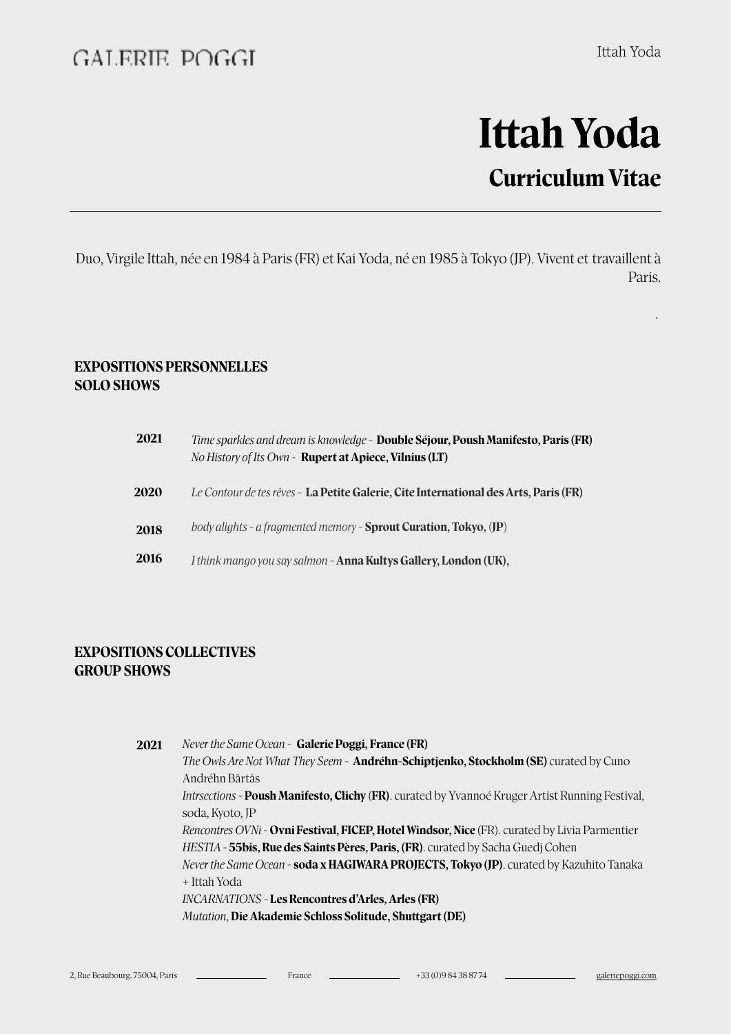# Ittah Yoda

## Curriculum Vitae

Duo, Virgile Ittah, née en 1984 à Paris (FR) et Kai Yoda, né en 1985 à Tokyo (JP). Vivent et travaillent à Paris.

.

### EXPOSITIONS PERSONNELLES
### SOLO SHOWS

**2021** *Time sparkles and dream is knowledge* - **Double Séjour, Poush Manifesto, Paris (FR)**
*No History of Its Own* - **Rupert at Apiece, Vilnius (LT)**

**2020** *Le Contour de tes rêves* - **La Petite Galerie, Cite International des Arts, Paris (FR)**

**2018** *body alights - a fragmented memory* - **Sprout Curation, Tokyo,** (**JP**)

**2016** *I think mango you say salmon* - **Anna Kultys Gallery, London (UK),**

### EXPOSITIONS COLLECTIVES
### GROUP SHOWS

**2021** *Never the Same Ocean* - **Galerie Poggi, France (FR)**
*The Owls Are Not What They Seem* - **Andréhn-Schiptjenko, Stockholm (SE)** curated by Cuno Andréhn Bärtås
*Intrsections* - **Poush Manifesto, Clichy** (**FR**). curated by Yvannoé Kruger Artist Running Festival, soda, Kyoto, JP
*Rencontres OVNi* - **Ovni Festival, FICEP, Hotel Windsor, Nice** (FR). curated by Livia Parmentier
*HESTIA* - **55bis, Rue des Saints Pères, Paris, (FR)**. curated by Sacha Guedj Cohen
*Never the Same Ocean* - **soda x HAGIWARA PROJECTS, Tokyo (JP)**. curated by Kazuhito Tanaka + Ittah Yoda
*INCARNATIONS* - **Les Rencontres d'Arles, Arles (FR)**
*Mutation,* **Die Akademie Schloss Solitude, Shuttgart (DE)**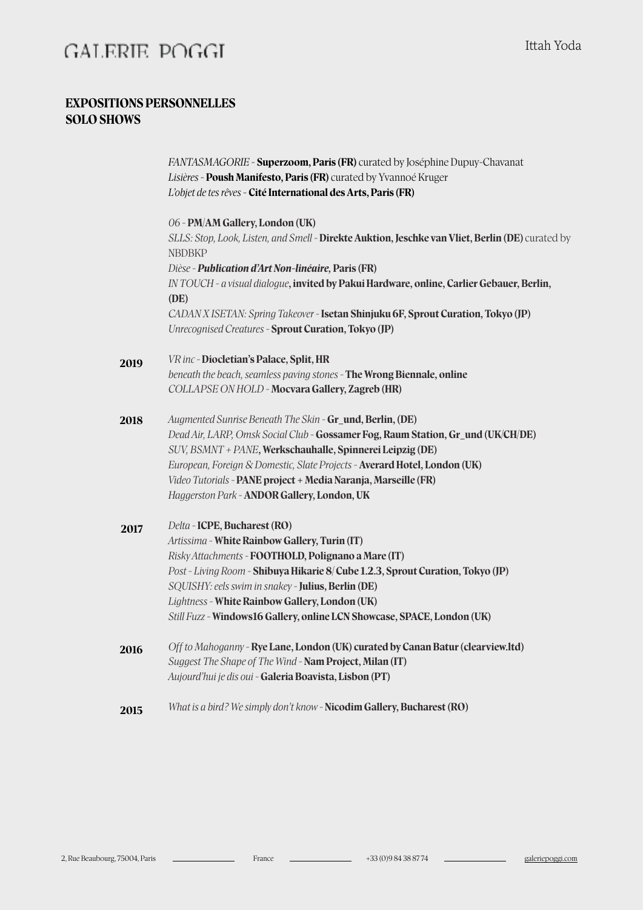## EXPOSITIONS PERSONNELLES
## SOLO SHOWS

*FANTASMAGORIE* - **Superzoom, Paris (FR)** curated by Joséphine Dupuy-Chavanat
*Lisières* - **Poush Manifesto, Paris (FR)** curated by Yvannoé Kruger
*L'objet de tes rêves* - **Cité International des Arts, Paris (FR)**

*06* - **PM/AM Gallery, London (UK)**
*SLLS: Stop, Look, Listen, and Smell* - **Direkte Auktion, Jeschke van Vliet, Berlin (DE)** curated by NBDBKP
*Dièse* - ***Publication d'Art Non-linéaire*, Paris (FR)**
*IN TOUCH - a visual dialogue*, **invited by Pakui Hardware, online, Carlier Gebauer, Berlin, (DE)**
*CADAN X ISETAN: Spring Takeover* - **Isetan Shinjuku 6F, Sprout Curation, Tokyo (JP)**
*Unrecognised Creatures* - **Sprout Curation, Tokyo (JP)**

**2019**
*VR inc* - **Diocletian's Palace, Split, HR**
*beneath the beach, seamless paving stones* - **The Wrong Biennale, online**
*COLLAPSE ON HOLD* - **Mocvara Gallery, Zagreb (HR)**

**2018**
*Augmented Sunrise Beneath The Skin* - **Gr_und, Berlin, (DE)**
*Dead Air, LARP, Omsk Social Club* - **Gossamer Fog, Raum Station, Gr_und (UK/CH/DE)**
*SUV, BSMNT + PANE*, **Werkschauhalle, Spinnerei Leipzig (DE)**
*European, Foreign & Domestic, Slate Projects* - **Averard Hotel, London (UK)**
*Video Tutorials* - **PANE project + Media Naranja, Marseille (FR)**
*Haggerston Park* - **ANDOR Gallery, London, UK**

**2017**
*Delta* - **ICPE, Bucharest (RO)**
*Artissima* - **White Rainbow Gallery, Turin (IT)**
*Risky Attachments* - **FOOTHOLD, Polignano a Mare (IT)**
*Post - Living Room* - **Shibuya Hikarie 8/ Cube 1.2.3, Sprout Curation, Tokyo (JP)**
*SQUISHY: eels swim in snakey* - **Julius, Berlin (DE)**
*Lightness* - **White Rainbow Gallery, London (UK)**
*Still Fuzz* - **Windows16 Gallery, online LCN Showcase, SPACE, London (UK)**

**2016**
*Off to Mahoganny* - **Rye Lane, London (UK) curated by Canan Batur (clearview.ltd)**
*Suggest The Shape of The Wind* - **Nam Project, Milan (IT)**
*Aujourd'hui je dis oui* - **Galeria Boavista, Lisbon (PT)**

**2015**
*What is a bird? We simply don't know* - **Nicodim Gallery, Bucharest (RO)**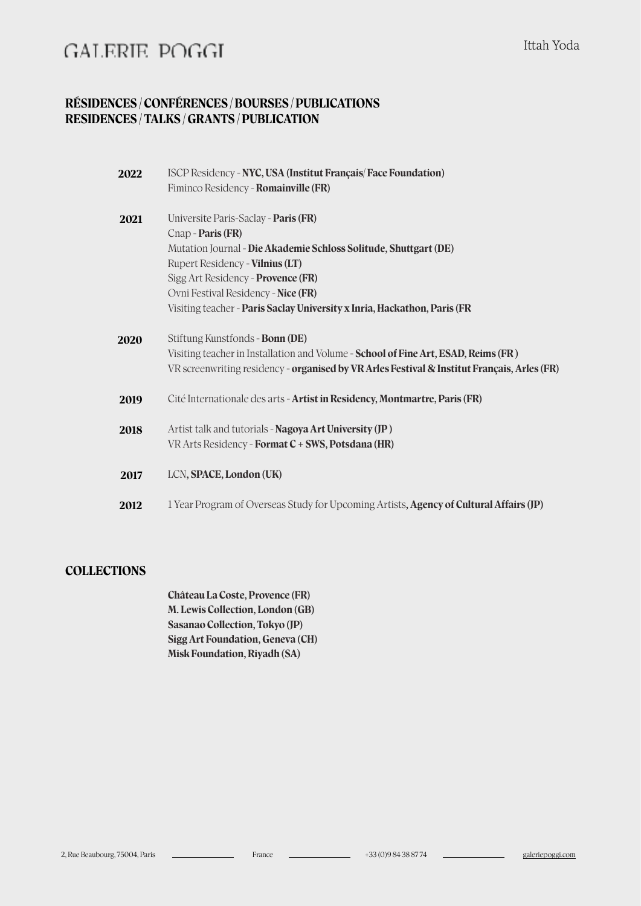## RÉSIDENCES / CONFÉRENCES / BOURSES / PUBLICATIONS
## RESIDENCES / TALKS / GRANTS / PUBLICATION

**2022**
ISCP Residency - **NYC, USA (Institut Français/ Face Foundation)**
Fiminco Residency - **Romainville (FR)**

**2021**
Universite Paris-Saclay - **Paris (FR)**
Cnap - **Paris (FR)**
Mutation Journal - **Die Akademie Schloss Solitude, Shuttgart (DE)**
Rupert Residency - **Vilnius (LT)**
Sigg Art Residency - **Provence (FR)**
Ovni Festival Residency - **Nice (FR)**
Visiting teacher - **Paris Saclay University x Inria, Hackathon, Paris (FR**

**2020**
Stiftung Kunstfonds - **Bonn (DE)**
Visiting teacher in Installation and Volume - **School of Fine Art, ESAD, Reims (FR )**
VR screenwriting residency - **organised by VR Arles Festival & Institut Français, Arles (FR)**

**2019**
Cité Internationale des arts - **Artist in Residency, Montmartre, Paris (FR)**

**2018**
Artist talk and tutorials - **Nagoya Art University (JP )**
VR Arts Residency - **Format C + SWS, Potsdana (HR)**

**2017**
LCN, **SPACE, London (UK)**

**2012**
1 Year Program of Overseas Study for Upcoming Artists**, Agency of Cultural Affairs (JP)**

## COLLECTIONS

**Château La Coste, Provence (FR)**
**M. Lewis Collection, London (GB)**
**Sasanao Collection, Tokyo (JP)**
**Sigg Art Foundation, Geneva (CH)**
**Misk Foundation, Riyadh (SA)**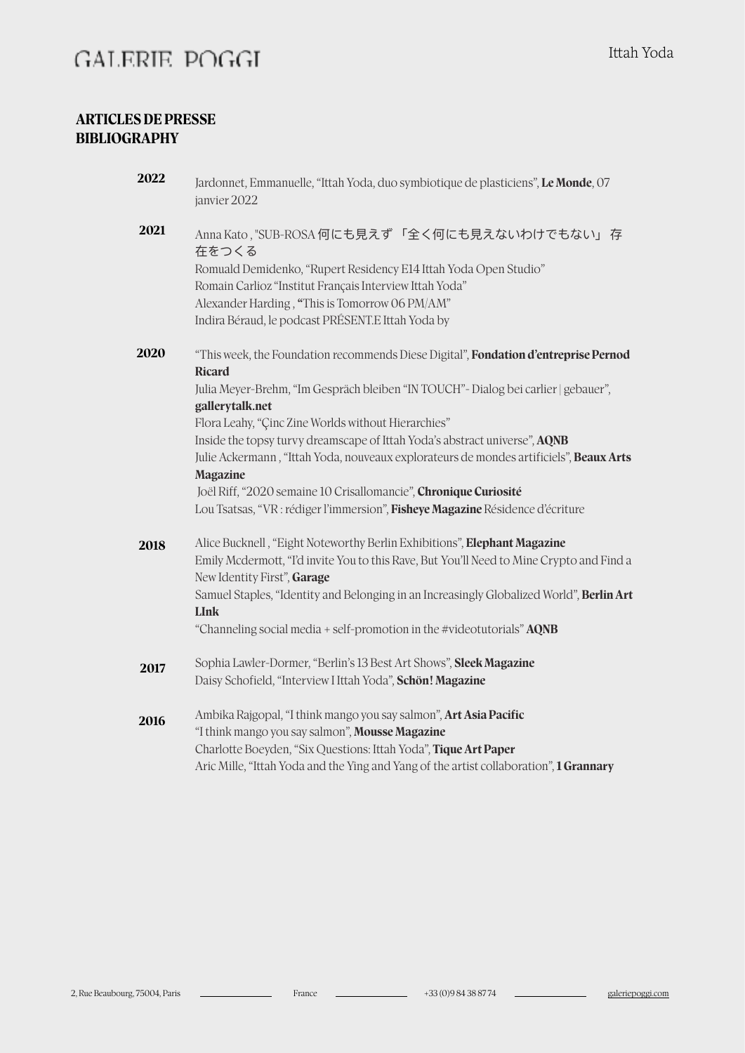## ARTICLES DE PRESSE
## BIBLIOGRAPHY

**2022**

Jardonnet, Emmanuelle, "Ittah Yoda, duo symbiotique de plasticiens", **Le Monde**, 07 janvier 2022

**2021**

Anna Kato , "SUB-ROSA 何にも見えず 「全く何にも見えないわけでもない」 存在をつくる
Romuald Demidenko, "Rupert Residency E14 Ittah Yoda Open Studio"
Romain Carlioz "Institut Français Interview Ittah Yoda"
Alexander Harding , "This is Tomorrow 06 PM/AM"
Indira Béraud, le podcast PRÉSENT.E Ittah Yoda by

**2020**

"This week, the Foundation recommends Diese Digital", **Fondation d'entreprise Pernod Ricard**
Julia Meyer-Brehm, "Im Gespräch bleiben "IN TOUCH"- Dialog bei carlier | gebauer", **gallerytalk.net**
Flora Leahy, "Çinc Zine Worlds without Hierarchies"
Inside the topsy turvy dreamscape of Ittah Yoda's abstract universe", **AQNB**
Julie Ackermann , "Ittah Yoda, nouveaux explorateurs de mondes artificiels", **Beaux Arts Magazine**
Joël Riff, "2020 semaine 10 Crisallomancie", **Chronique Curiosité**
Lou Tsatsas, "VR : rédiger l'immersion", **Fisheye Magazine** Résidence d'écriture

**2018**

Alice Bucknell , "Eight Noteworthy Berlin Exhibitions", **Elephant Magazine**
Emily Mcdermott, "I'd invite You to this Rave, But You'll Need to Mine Crypto and Find a New Identity First", **Garage**
Samuel Staples, "Identity and Belonging in an Increasingly Globalized World", **Berlin Art LInk**
"Channeling social media + self-promotion in the #videotutorials" **AQNB**

**2017**

Sophia Lawler-Dormer, "Berlin's 13 Best Art Shows", **Sleek Magazine**
Daisy Schofield, "Interview I Ittah Yoda", **Schön! Magazine**

**2016**

Ambika Rajgopal, "I think mango you say salmon", **Art Asia Pacific**
"I think mango you say salmon", **Mousse Magazine**
Charlotte Boeyden, "Six Questions: Ittah Yoda", **Tique Art Paper**
Aric Mille, "Ittah Yoda and the Ying and Yang of the artist collaboration", **1 Grannary**